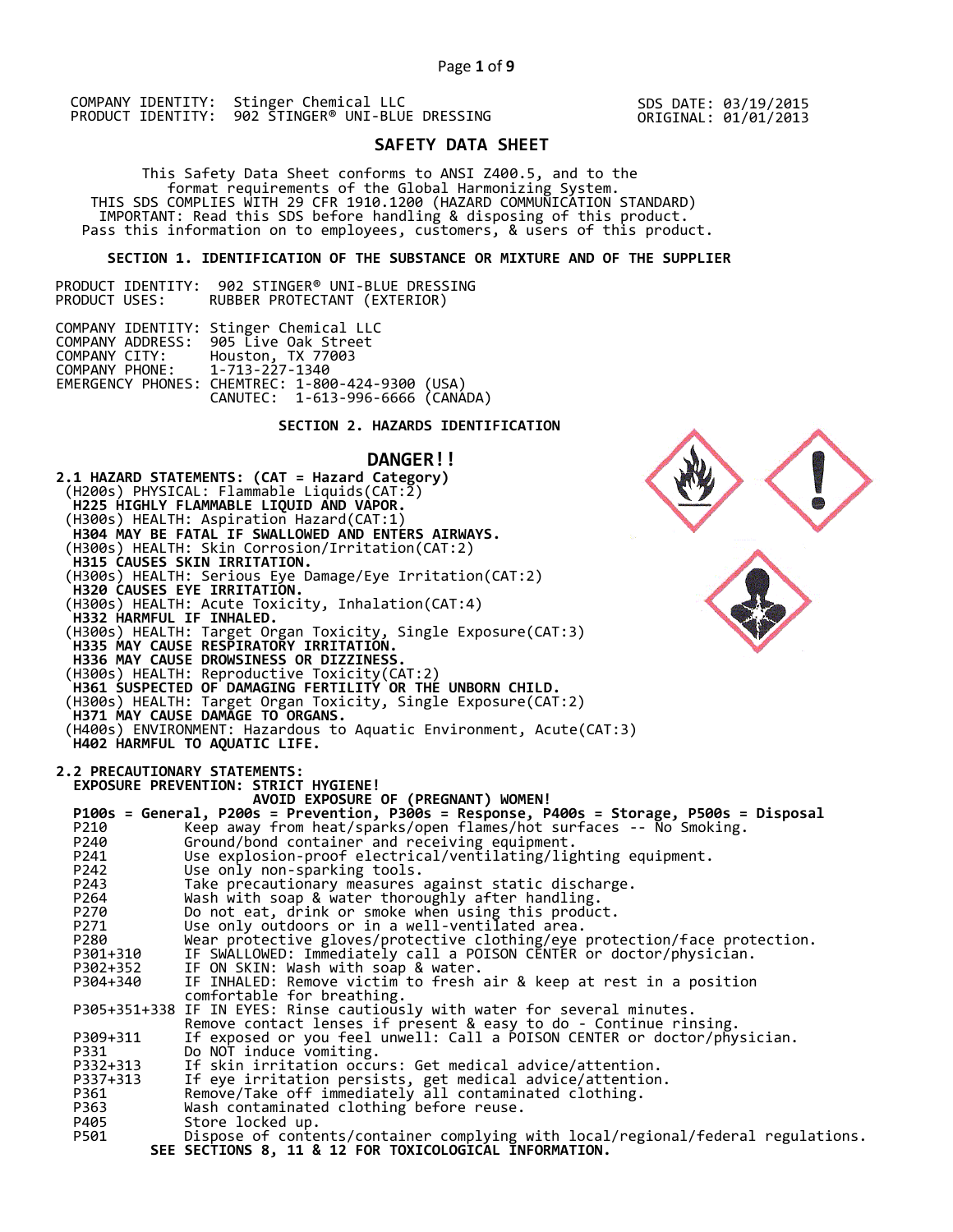COMPANY IDENTITY: Stinger Chemical LLC
PRODUCT IDENTITY: 902 STINGER® UNI-BLUE DRESSING

SDS DATE: 03/19/2015
ORIGINAL: 01/01/2013

# SAFETY DATA SHEET

This Safety Data Sheet conforms to ANSI Z400.5, and to the format requirements of the Global Harmonizing System.
THIS SDS COMPLIES WITH 29 CFR 1910.1200 (HAZARD COMMUNICATION STANDARD)
IMPORTANT: Read this SDS before handling & disposing of this product.
Pass this information on to employees, customers, & users of this product.

## SECTION 1. IDENTIFICATION OF THE SUBSTANCE OR MIXTURE AND OF THE SUPPLIER

PRODUCT IDENTITY: 902 STINGER® UNI-BLUE DRESSING
PRODUCT USES: RUBBER PROTECTANT (EXTERIOR)

COMPANY IDENTITY: Stinger Chemical LLC
COMPANY ADDRESS: 905 Live Oak Street
COMPANY CITY: Houston, TX 77003
COMPANY PHONE: 1-713-227-1340
EMERGENCY PHONES: CHEMTREC: 1-800-424-9300 (USA)
CANUTEC: 1-613-996-6666 (CANADA)

## SECTION 2. HAZARDS IDENTIFICATION

**DANGER!!**

**2.1 HAZARD STATEMENTS: (CAT = Hazard Category)**

(H200s) PHYSICAL: Flammable Liquids(CAT:2)
**H225 HIGHLY FLAMMABLE LIQUID AND VAPOR.**
(H300s) HEALTH: Aspiration Hazard(CAT:1)
**H304 MAY BE FATAL IF SWALLOWED AND ENTERS AIRWAYS.**
(H300s) HEALTH: Skin Corrosion/Irritation(CAT:2)
**H315 CAUSES SKIN IRRITATION.**
(H300s) HEALTH: Serious Eye Damage/Eye Irritation(CAT:2)
**H320 CAUSES EYE IRRITATION.**
(H300s) HEALTH: Acute Toxicity, Inhalation(CAT:4)
**H332 HARMFUL IF INHALED.**
(H300s) HEALTH: Target Organ Toxicity, Single Exposure(CAT:3)
**H335 MAY CAUSE RESPIRATORY IRRITATION.**
**H336 MAY CAUSE DROWSINESS OR DIZZINESS.**
(H300s) HEALTH: Reproductive Toxicity(CAT:2)
**H361 SUSPECTED OF DAMAGING FERTILITY OR THE UNBORN CHILD.**
(H300s) HEALTH: Target Organ Toxicity, Single Exposure(CAT:2)
**H371 MAY CAUSE DAMAGE TO ORGANS.**
(H400s) ENVIRONMENT: Hazardous to Aquatic Environment, Acute(CAT:3)
**H402 HARMFUL TO AQUATIC LIFE.**

**2.2 PRECAUTIONARY STATEMENTS:**

**EXPOSURE PREVENTION: STRICT HYGIENE!**
**AVOID EXPOSURE OF (PREGNANT) WOMEN!**

**P100s = General, P200s = Prevention, P300s = Response, P400s = Storage, P500s = Disposal**

| | |
|---|---|
| P210 | Keep away from heat/sparks/open flames/hot surfaces -- No Smoking. |
| P240 | Ground/bond container and receiving equipment. |
| P241 | Use explosion-proof electrical/ventilating/lighting equipment. |
| P242 | Use only non-sparking tools. |
| P243 | Take precautionary measures against static discharge. |
| P264 | Wash with soap & water thoroughly after handling. |
| P270 | Do not eat, drink or smoke when using this product. |
| P271 | Use only outdoors or in a well-ventilated area. |
| P280 | Wear protective gloves/protective clothing/eye protection/face protection. |
| P301+310 | IF SWALLOWED: Immediately call a POISON CENTER or doctor/physician. |
| P302+352 | IF ON SKIN: Wash with soap & water. |
| P304+340 | IF INHALED: Remove victim to fresh air & keep at rest in a position comfortable for breathing. |
| P305+351+338 | IF IN EYES: Rinse cautiously with water for several minutes. Remove contact lenses if present & easy to do - Continue rinsing. |
| P309+311 | If exposed or you feel unwell: Call a POISON CENTER or doctor/physician. |
| P331 | Do NOT induce vomiting. |
| P332+313 | If skin irritation occurs: Get medical advice/attention. |
| P337+313 | If eye irritation persists, get medical advice/attention. |
| P361 | Remove/Take off immediately all contaminated clothing. |
| P363 | Wash contaminated clothing before reuse. |
| P405 | Store locked up. |
| P501 | Dispose of contents/container complying with local/regional/federal regulations. |

**SEE SECTIONS 8, 11 & 12 FOR TOXICOLOGICAL INFORMATION.**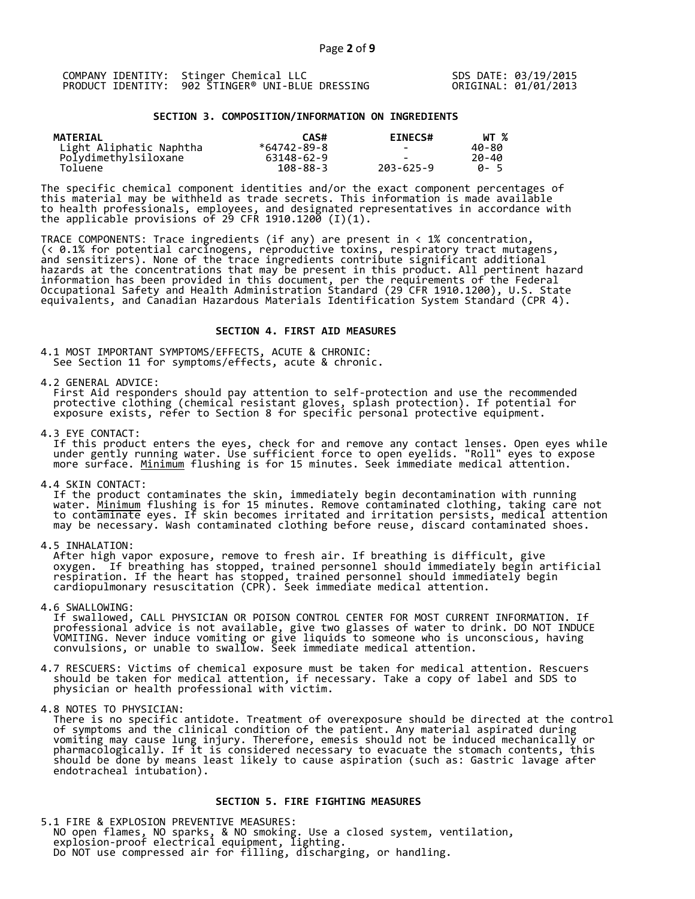COMPANY IDENTITY: Stinger Chemical LLC
PRODUCT IDENTITY: 902 STINGER® UNI-BLUE DRESSING

SDS DATE: 03/19/2015
ORIGINAL: 01/01/2013

## SECTION 3. COMPOSITION/INFORMATION ON INGREDIENTS

| MATERIAL | CAS# | EINECS# | WT % |
|---|---|---|---|
| Light Aliphatic Naphtha | *64742-89-8 | - | 40-80 |
| Polydimethylsiloxane | 63148-62-9 | - | 20-40 |
| Toluene | 108-88-3 | 203-625-9 | 0- 5 |

The specific chemical component identities and/or the exact component percentages of this material may be withheld as trade secrets. This information is made available to health professionals, employees, and designated representatives in accordance with the applicable provisions of 29 CFR 1910.1200 (I)(1).

TRACE COMPONENTS: Trace ingredients (if any) are present in < 1% concentration, (< 0.1% for potential carcinogens, reproductive toxins, respiratory tract mutagens, and sensitizers). None of the trace ingredients contribute significant additional hazards at the concentrations that may be present in this product. All pertinent hazard information has been provided in this document, per the requirements of the Federal Occupational Safety and Health Administration Standard (29 CFR 1910.1200), U.S. State equivalents, and Canadian Hazardous Materials Identification System Standard (CPR 4).

## SECTION 4. FIRST AID MEASURES

4.1 MOST IMPORTANT SYMPTOMS/EFFECTS, ACUTE & CHRONIC:
See Section 11 for symptoms/effects, acute & chronic.

4.2 GENERAL ADVICE:
First Aid responders should pay attention to self-protection and use the recommended protective clothing (chemical resistant gloves, splash protection). If potential for exposure exists, refer to Section 8 for specific personal protective equipment.

4.3 EYE CONTACT:
If this product enters the eyes, check for and remove any contact lenses. Open eyes while under gently running water. Use sufficient force to open eyelids. "Roll" eyes to expose more surface. Minimum flushing is for 15 minutes. Seek immediate medical attention.

4.4 SKIN CONTACT:
If the product contaminates the skin, immediately begin decontamination with running water. Minimum flushing is for 15 minutes. Remove contaminated clothing, taking care not to contaminate eyes. If skin becomes irritated and irritation persists, medical attention may be necessary. Wash contaminated clothing before reuse, discard contaminated shoes.

4.5 INHALATION:
After high vapor exposure, remove to fresh air. If breathing is difficult, give oxygen. If breathing has stopped, trained personnel should immediately begin artificial respiration. If the heart has stopped, trained personnel should immediately begin cardiopulmonary resuscitation (CPR). Seek immediate medical attention.

4.6 SWALLOWING:
If swallowed, CALL PHYSICIAN OR POISON CONTROL CENTER FOR MOST CURRENT INFORMATION. If professional advice is not available, give two glasses of water to drink. DO NOT INDUCE VOMITING. Never induce vomiting or give liquids to someone who is unconscious, having convulsions, or unable to swallow. Seek immediate medical attention.

4.7 RESCUERS: Victims of chemical exposure must be taken for medical attention. Rescuers should be taken for medical attention, if necessary. Take a copy of label and SDS to physician or health professional with victim.

4.8 NOTES TO PHYSICIAN:
There is no specific antidote. Treatment of overexposure should be directed at the control of symptoms and the clinical condition of the patient. Any material aspirated during vomiting may cause lung injury. Therefore, emesis should not be induced mechanically or pharmacologically. If it is considered necessary to evacuate the stomach contents, this should be done by means least likely to cause aspiration (such as: Gastric lavage after endotracheal intubation).

## SECTION 5. FIRE FIGHTING MEASURES

5.1 FIRE & EXPLOSION PREVENTIVE MEASURES:
NO open flames, NO sparks, & NO smoking. Use a closed system, ventilation, explosion-proof electrical equipment, lighting.
Do NOT use compressed air for filling, discharging, or handling.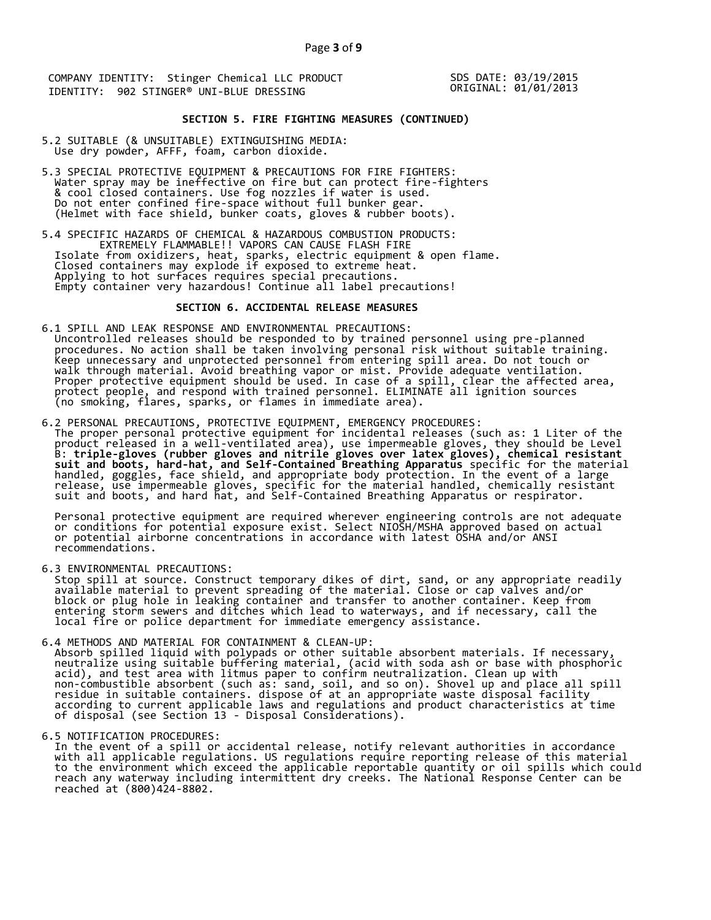COMPANY IDENTITY: Stinger Chemical LLC PRODUCT IDENTITY: 902 STINGER® UNI-BLUE DRESSING

SDS DATE: 03/19/2015
ORIGINAL: 01/01/2013

## SECTION 5. FIRE FIGHTING MEASURES (CONTINUED)

5.2 SUITABLE (& UNSUITABLE) EXTINGUISHING MEDIA:
Use dry powder, AFFF, foam, carbon dioxide.

5.3 SPECIAL PROTECTIVE EQUIPMENT & PRECAUTIONS FOR FIRE FIGHTERS:
Water spray may be ineffective on fire but can protect fire-fighters & cool closed containers. Use fog nozzles if water is used. Do not enter confined fire-space without full bunker gear. (Helmet with face shield, bunker coats, gloves & rubber boots).

5.4 SPECIFIC HAZARDS OF CHEMICAL & HAZARDOUS COMBUSTION PRODUCTS:
EXTREMELY FLAMMABLE!! VAPORS CAN CAUSE FLASH FIRE
Isolate from oxidizers, heat, sparks, electric equipment & open flame. Closed containers may explode if exposed to extreme heat. Applying to hot surfaces requires special precautions. Empty container very hazardous! Continue all label precautions!

## SECTION 6. ACCIDENTAL RELEASE MEASURES

6.1 SPILL AND LEAK RESPONSE AND ENVIRONMENTAL PRECAUTIONS:
Uncontrolled releases should be responded to by trained personnel using pre-planned procedures. No action shall be taken involving personal risk without suitable training. Keep unnecessary and unprotected personnel from entering spill area. Do not touch or walk through material. Avoid breathing vapor or mist. Provide adequate ventilation. Proper protective equipment should be used. In case of a spill, clear the affected area, protect people, and respond with trained personnel. ELIMINATE all ignition sources (no smoking, flares, sparks, or flames in immediate area).

6.2 PERSONAL PRECAUTIONS, PROTECTIVE EQUIPMENT, EMERGENCY PROCEDURES:
The proper personal protective equipment for incidental releases (such as: 1 Liter of the product released in a well-ventilated area), use impermeable gloves, they should be Level B: **triple-gloves (rubber gloves and nitrile gloves over latex gloves), chemical resistant suit and boots, hard-hat, and Self-Contained Breathing Apparatus** specific for the material handled, goggles, face shield, and appropriate body protection. In the event of a large release, use impermeable gloves, specific for the material handled, chemically resistant suit and boots, and hard hat, and Self-Contained Breathing Apparatus or respirator.

Personal protective equipment are required wherever engineering controls are not adequate or conditions for potential exposure exist. Select NIOSH/MSHA approved based on actual or potential airborne concentrations in accordance with latest OSHA and/or ANSI recommendations.

6.3 ENVIRONMENTAL PRECAUTIONS:
Stop spill at source. Construct temporary dikes of dirt, sand, or any appropriate readily available material to prevent spreading of the material. Close or cap valves and/or block or plug hole in leaking container and transfer to another container. Keep from entering storm sewers and ditches which lead to waterways, and if necessary, call the local fire or police department for immediate emergency assistance.

6.4 METHODS AND MATERIAL FOR CONTAINMENT & CLEAN-UP:
Absorb spilled liquid with polypads or other suitable absorbent materials. If necessary, neutralize using suitable buffering material, (acid with soda ash or base with phosphoric acid), and test area with litmus paper to confirm neutralization. Clean up with non-combustible absorbent (such as: sand, soil, and so on). Shovel up and place all spill residue in suitable containers. dispose of at an appropriate waste disposal facility according to current applicable laws and regulations and product characteristics at time of disposal (see Section 13 - Disposal Considerations).

6.5 NOTIFICATION PROCEDURES:
In the event of a spill or accidental release, notify relevant authorities in accordance with all applicable regulations. US regulations require reporting release of this material to the environment which exceed the applicable reportable quantity or oil spills which could reach any waterway including intermittent dry creeks. The National Response Center can be reached at (800)424-8802.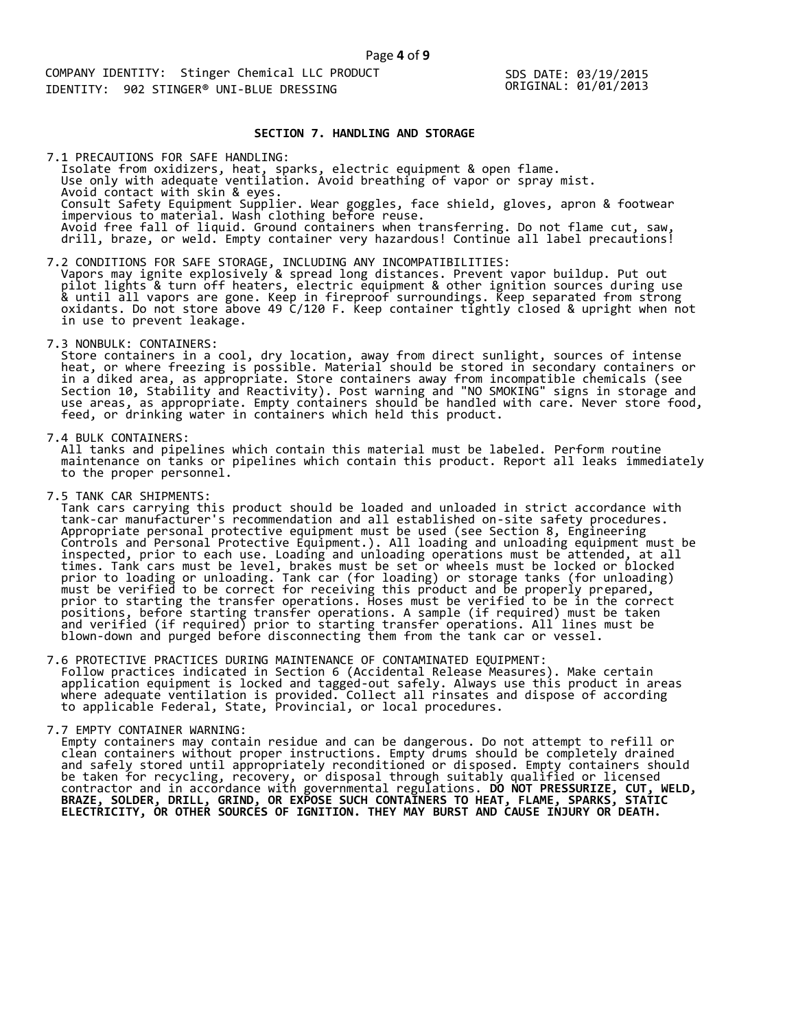## SECTION 7. HANDLING AND STORAGE

7.1 PRECAUTIONS FOR SAFE HANDLING:
Isolate from oxidizers, heat, sparks, electric equipment & open flame. Use only with adequate ventilation. Avoid breathing of vapor or spray mist. Avoid contact with skin & eyes. Consult Safety Equipment Supplier. Wear goggles, face shield, gloves, apron & footwear impervious to material. Wash clothing before reuse. Avoid free fall of liquid. Ground containers when transferring. Do not flame cut, saw, drill, braze, or weld. Empty container very hazardous! Continue all label precautions!

7.2 CONDITIONS FOR SAFE STORAGE, INCLUDING ANY INCOMPATIBILITIES:
Vapors may ignite explosively & spread long distances. Prevent vapor buildup. Put out pilot lights & turn off heaters, electric equipment & other ignition sources during use & until all vapors are gone. Keep in fireproof surroundings. Keep separated from strong oxidants. Do not store above 49 C/120 F. Keep container tightly closed & upright when not in use to prevent leakage.

7.3 NONBULK: CONTAINERS:
Store containers in a cool, dry location, away from direct sunlight, sources of intense heat, or where freezing is possible. Material should be stored in secondary containers or in a diked area, as appropriate. Store containers away from incompatible chemicals (see Section 10, Stability and Reactivity). Post warning and "NO SMOKING" signs in storage and use areas, as appropriate. Empty containers should be handled with care. Never store food, feed, or drinking water in containers which held this product.

7.4 BULK CONTAINERS:
All tanks and pipelines which contain this material must be labeled. Perform routine maintenance on tanks or pipelines which contain this product. Report all leaks immediately to the proper personnel.

7.5 TANK CAR SHIPMENTS:
Tank cars carrying this product should be loaded and unloaded in strict accordance with tank-car manufacturer's recommendation and all established on-site safety procedures. Appropriate personal protective equipment must be used (see Section 8, Engineering Controls and Personal Protective Equipment.). All loading and unloading equipment must be inspected, prior to each use. Loading and unloading operations must be attended, at all times. Tank cars must be level, brakes must be set or wheels must be locked or blocked prior to loading or unloading. Tank car (for loading) or storage tanks (for unloading) must be verified to be correct for receiving this product and be properly prepared, prior to starting the transfer operations. Hoses must be verified to be in the correct positions, before starting transfer operations. A sample (if required) must be taken and verified (if required) prior to starting transfer operations. All lines must be blown-down and purged before disconnecting them from the tank car or vessel.

7.6 PROTECTIVE PRACTICES DURING MAINTENANCE OF CONTAMINATED EQUIPMENT:
Follow practices indicated in Section 6 (Accidental Release Measures). Make certain application equipment is locked and tagged-out safely. Always use this product in areas where adequate ventilation is provided. Collect all rinsates and dispose of according to applicable Federal, State, Provincial, or local procedures.

7.7 EMPTY CONTAINER WARNING:
Empty containers may contain residue and can be dangerous. Do not attempt to refill or clean containers without proper instructions. Empty drums should be completely drained and safely stored until appropriately reconditioned or disposed. Empty containers should be taken for recycling, recovery, or disposal through suitably qualified or licensed contractor and in accordance with governmental regulations. **DO NOT PRESSURIZE, CUT, WELD, BRAZE, SOLDER, DRILL, GRIND, OR EXPOSE SUCH CONTAINERS TO HEAT, FLAME, SPARKS, STATIC ELECTRICITY, OR OTHER SOURCES OF IGNITION. THEY MAY BURST AND CAUSE INJURY OR DEATH.**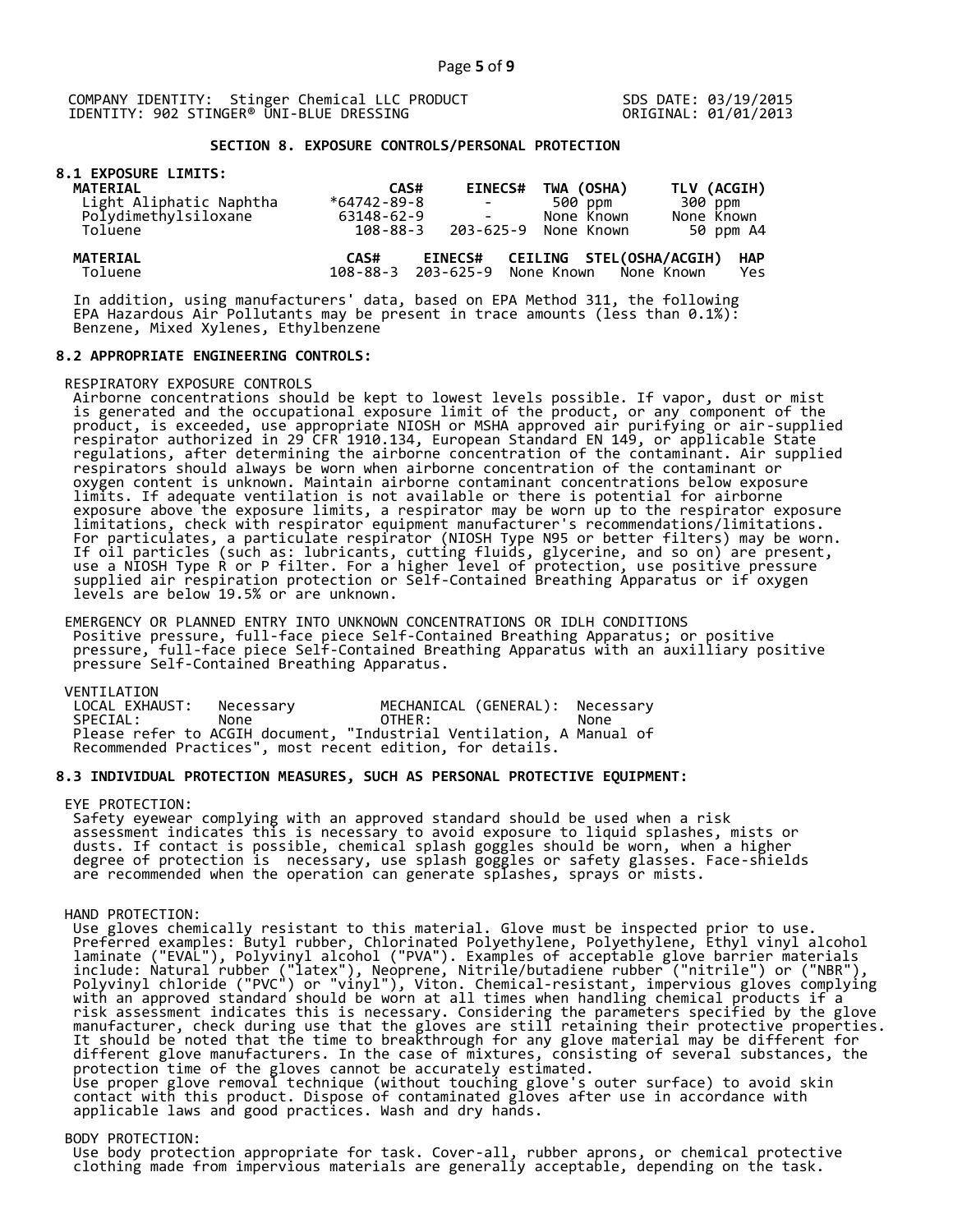COMPANY IDENTITY: Stinger Chemical LLC PRODUCT IDENTITY: 902 STINGER® UNI-BLUE DRESSING

SDS DATE: 03/19/2015
ORIGINAL: 01/01/2013

## SECTION 8. EXPOSURE CONTROLS/PERSONAL PROTECTION

### 8.1 EXPOSURE LIMITS:

| MATERIAL | CAS# | EINECS# | TWA (OSHA) | TLV (ACGIH) |
|---|---|---|---|---|
| Light Aliphatic Naphtha | *64742-89-8 | - | 500 ppm | 300 ppm |
| Polydimethylsiloxane | 63148-62-9 | - | None Known | None Known |
| Toluene | 108-88-3 | 203-625-9 | None Known | 50 ppm A4 |

| MATERIAL | CAS# | EINECS# | CEILING | STEL(OSHA/ACGIH) | HAP |
|---|---|---|---|---|---|
| Toluene | 108-88-3 | 203-625-9 | None Known | None Known | Yes |

In addition, using manufacturers' data, based on EPA Method 311, the following EPA Hazardous Air Pollutants may be present in trace amounts (less than 0.1%): Benzene, Mixed Xylenes, Ethylbenzene

### 8.2 APPROPRIATE ENGINEERING CONTROLS:

RESPIRATORY EXPOSURE CONTROLS

Airborne concentrations should be kept to lowest levels possible. If vapor, dust or mist is generated and the occupational exposure limit of the product, or any component of the product, is exceeded, use appropriate NIOSH or MSHA approved air purifying or air-supplied respirator authorized in 29 CFR 1910.134, European Standard EN 149, or applicable State regulations, after determining the airborne concentration of the contaminant. Air supplied respirators should always be worn when airborne concentration of the contaminant or oxygen content is unknown. Maintain airborne contaminant concentrations below exposure limits. If adequate ventilation is not available or there is potential for airborne exposure above the exposure limits, a respirator may be worn up to the respirator exposure limitations, check with respirator equipment manufacturer's recommendations/limitations. For particulates, a particulate respirator (NIOSH Type N95 or better filters) may be worn. If oil particles (such as: lubricants, cutting fluids, glycerine, and so on) are present, use a NIOSH Type R or P filter. For a higher level of protection, use positive pressure supplied air respiration protection or Self-Contained Breathing Apparatus or if oxygen levels are below 19.5% or are unknown.

EMERGENCY OR PLANNED ENTRY INTO UNKNOWN CONCENTRATIONS OR IDLH CONDITIONS

Positive pressure, full-face piece Self-Contained Breathing Apparatus; or positive pressure, full-face piece Self-Contained Breathing Apparatus with an auxilliary positive pressure Self-Contained Breathing Apparatus.

VENTILATION

| | | | |
|---|---|---|---|
| LOCAL EXHAUST: | Necessary | MECHANICAL (GENERAL): | Necessary |
| SPECIAL: | None | OTHER: | None |

Please refer to ACGIH document, "Industrial Ventilation, A Manual of Recommended Practices", most recent edition, for details.

### 8.3 INDIVIDUAL PROTECTION MEASURES, SUCH AS PERSONAL PROTECTIVE EQUIPMENT:

EYE PROTECTION:

Safety eyewear complying with an approved standard should be used when a risk assessment indicates this is necessary to avoid exposure to liquid splashes, mists or dusts. If contact is possible, chemical splash goggles should be worn, when a higher degree of protection is necessary, use splash goggles or safety glasses. Face-shields are recommended when the operation can generate splashes, sprays or mists.

HAND PROTECTION:

Use gloves chemically resistant to this material. Glove must be inspected prior to use. Preferred examples: Butyl rubber, Chlorinated Polyethylene, Polyethylene, Ethyl vinyl alcohol laminate ("EVAL"), Polyvinyl alcohol ("PVA"). Examples of acceptable glove barrier materials include: Natural rubber ("latex"), Neoprene, Nitrile/butadiene rubber ("nitrile") or ("NBR"), Polyvinyl chloride ("PVC") or "vinyl"), Viton. Chemical-resistant, impervious gloves complying with an approved standard should be worn at all times when handling chemical products if a risk assessment indicates this is necessary. Considering the parameters specified by the glove manufacturer, check during use that the gloves are still retaining their protective properties. It should be noted that the time to breakthrough for any glove material may be different for different glove manufacturers. In the case of mixtures, consisting of several substances, the protection time of the gloves cannot be accurately estimated.
Use proper glove removal technique (without touching glove's outer surface) to avoid skin contact with this product. Dispose of contaminated gloves after use in accordance with applicable laws and good practices. Wash and dry hands.

BODY PROTECTION:

Use body protection appropriate for task. Cover-all, rubber aprons, or chemical protective clothing made from impervious materials are generally acceptable, depending on the task.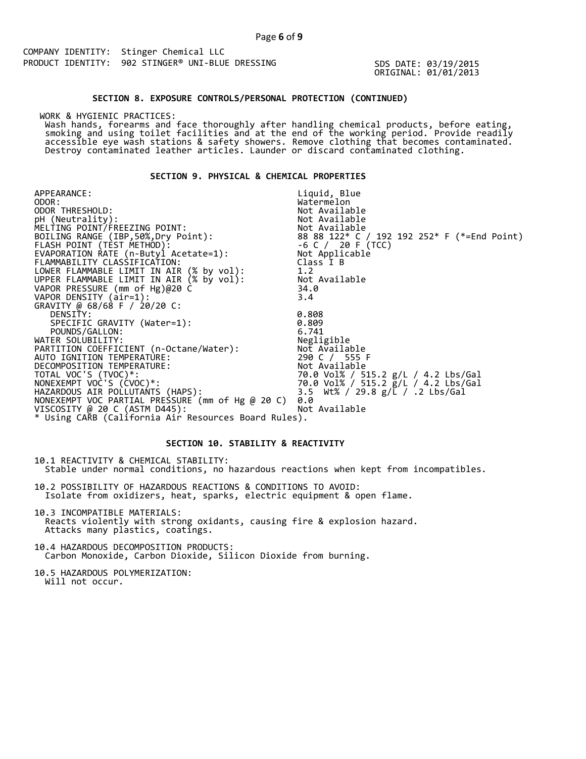COMPANY IDENTITY: Stinger Chemical LLC
PRODUCT IDENTITY: 902 STINGER® UNI-BLUE DRESSING

SDS DATE: 03/19/2015
ORIGINAL: 01/01/2013

## SECTION 8. EXPOSURE CONTROLS/PERSONAL PROTECTION (CONTINUED)

WORK & HYGIENIC PRACTICES:
Wash hands, forearms and face thoroughly after handling chemical products, before eating, smoking and using toilet facilities and at the end of the working period. Provide readily accessible eye wash stations & safety showers. Remove clothing that becomes contaminated. Destroy contaminated leather articles. Launder or discard contaminated clothing.

## SECTION 9. PHYSICAL & CHEMICAL PROPERTIES

| Property | Value |
|---|---|
| APPEARANCE: | Liquid, Blue |
| ODOR: | Watermelon |
| ODOR THRESHOLD: | Not Available |
| pH (Neutrality): | Not Available |
| MELTING POINT/FREEZING POINT: | Not Available |
| BOILING RANGE (IBP,50%,Dry Point): | 88 88 122* C / 192 192 252* F (*=End Point) |
| FLASH POINT (TEST METHOD): | -6 C / 20 F (TCC) |
| EVAPORATION RATE (n-Butyl Acetate=1): | Not Applicable |
| FLAMMABILITY CLASSIFICATION: | Class I B |
| LOWER FLAMMABLE LIMIT IN AIR (% by vol): | 1.2 |
| UPPER FLAMMABLE LIMIT IN AIR (% by vol): | Not Available |
| VAPOR PRESSURE (mm of Hg)@20 C | 34.0 |
| VAPOR DENSITY (air=1): | 3.4 |
| GRAVITY @ 68/68 F / 20/20 C: | |
| DENSITY: | 0.808 |
| SPECIFIC GRAVITY (Water=1): | 0.809 |
| POUNDS/GALLON: | 6.741 |
| WATER SOLUBILITY: | Negligible |
| PARTITION COEFFICIENT (n-Octane/Water): | Not Available |
| AUTO IGNITION TEMPERATURE: | 290 C / 555 F |
| DECOMPOSITION TEMPERATURE: | Not Available |
| TOTAL VOC'S (TVOC)*: | 70.0 Vol% / 515.2 g/L / 4.2 Lbs/Gal |
| NONEXEMPT VOC'S (CVOC)*: | 70.0 Vol% / 515.2 g/L / 4.2 Lbs/Gal |
| HAZARDOUS AIR POLLUTANTS (HAPS): | 3.5 Wt% / 29.8 g/L / .2 Lbs/Gal |
| NONEXEMPT VOC PARTIAL PRESSURE (mm of Hg @ 20 C) | 0.0 |
| VISCOSITY @ 20 C (ASTM D445): | Not Available |

* Using CARB (California Air Resources Board Rules).

## SECTION 10. STABILITY & REACTIVITY

10.1 REACTIVITY & CHEMICAL STABILITY:
Stable under normal conditions, no hazardous reactions when kept from incompatibles.

10.2 POSSIBILITY OF HAZARDOUS REACTIONS & CONDITIONS TO AVOID:
Isolate from oxidizers, heat, sparks, electric equipment & open flame.

10.3 INCOMPATIBLE MATERIALS:
Reacts violently with strong oxidants, causing fire & explosion hazard.
Attacks many plastics, coatings.

10.4 HAZARDOUS DECOMPOSITION PRODUCTS:
Carbon Monoxide, Carbon Dioxide, Silicon Dioxide from burning.

10.5 HAZARDOUS POLYMERIZATION:
Will not occur.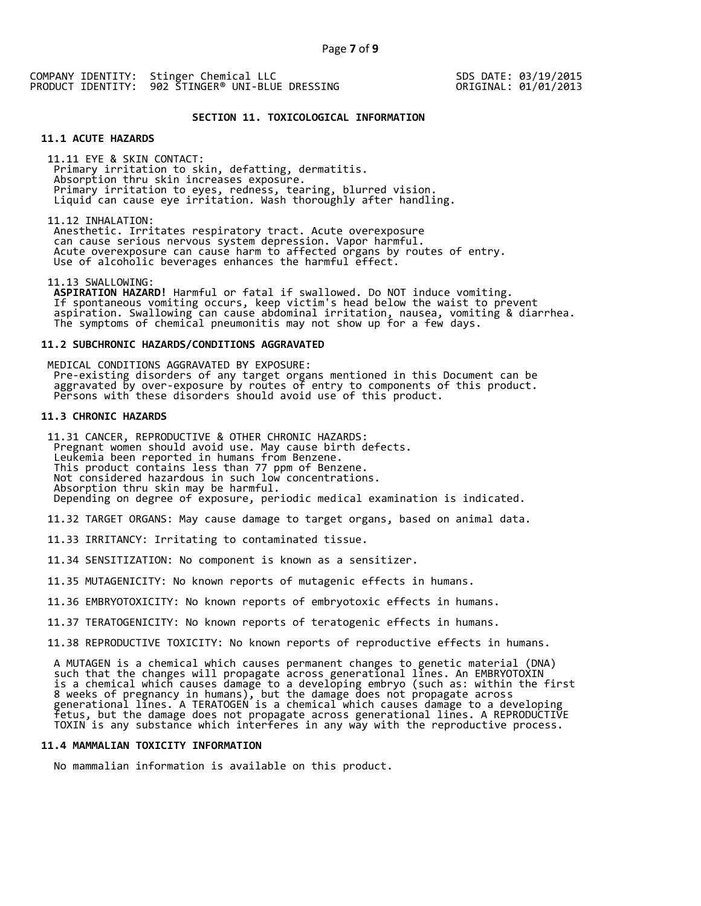COMPANY IDENTITY: Stinger Chemical LLC
PRODUCT IDENTITY: 902 STINGER® UNI-BLUE DRESSING

SDS DATE: 03/19/2015
ORIGINAL: 01/01/2013

## SECTION 11. TOXICOLOGICAL INFORMATION

### 11.1 ACUTE HAZARDS

11.11 EYE & SKIN CONTACT:
Primary irritation to skin, defatting, dermatitis.
Absorption thru skin increases exposure.
Primary irritation to eyes, redness, tearing, blurred vision.
Liquid can cause eye irritation. Wash thoroughly after handling.

11.12 INHALATION:
Anesthetic. Irritates respiratory tract. Acute overexposure can cause serious nervous system depression. Vapor harmful.
Acute overexposure can cause harm to affected organs by routes of entry.
Use of alcoholic beverages enhances the harmful effect.

11.13 SWALLOWING:
**ASPIRATION HAZARD!** Harmful or fatal if swallowed. Do NOT induce vomiting.
If spontaneous vomiting occurs, keep victim's head below the waist to prevent aspiration. Swallowing can cause abdominal irritation, nausea, vomiting & diarrhea.
The symptoms of chemical pneumonitis may not show up for a few days.

### 11.2 SUBCHRONIC HAZARDS/CONDITIONS AGGRAVATED

MEDICAL CONDITIONS AGGRAVATED BY EXPOSURE:
Pre-existing disorders of any target organs mentioned in this Document can be aggravated by over-exposure by routes of entry to components of this product.
Persons with these disorders should avoid use of this product.

### 11.3 CHRONIC HAZARDS

11.31 CANCER, REPRODUCTIVE & OTHER CHRONIC HAZARDS:
Pregnant women should avoid use. May cause birth defects.
Leukemia been reported in humans from Benzene.
This product contains less than 77 ppm of Benzene.
Not considered hazardous in such low concentrations.
Absorption thru skin may be harmful.
Depending on degree of exposure, periodic medical examination is indicated.

11.32 TARGET ORGANS: May cause damage to target organs, based on animal data.

11.33 IRRITANCY: Irritating to contaminated tissue.

11.34 SENSITIZATION: No component is known as a sensitizer.

11.35 MUTAGENICITY: No known reports of mutagenic effects in humans.

11.36 EMBRYOTOXICITY: No known reports of embryotoxic effects in humans.

11.37 TERATOGENICITY: No known reports of teratogenic effects in humans.

11.38 REPRODUCTIVE TOXICITY: No known reports of reproductive effects in humans.

A MUTAGEN is a chemical which causes permanent changes to genetic material (DNA) such that the changes will propagate across generational lines. An EMBRYOTOXIN is a chemical which causes damage to a developing embryo (such as: within the first 8 weeks of pregnancy in humans), but the damage does not propagate across generational lines. A TERATOGEN is a chemical which causes damage to a developing fetus, but the damage does not propagate across generational lines. A REPRODUCTIVE TOXIN is any substance which interferes in any way with the reproductive process.

### 11.4 MAMMALIAN TOXICITY INFORMATION

No mammalian information is available on this product.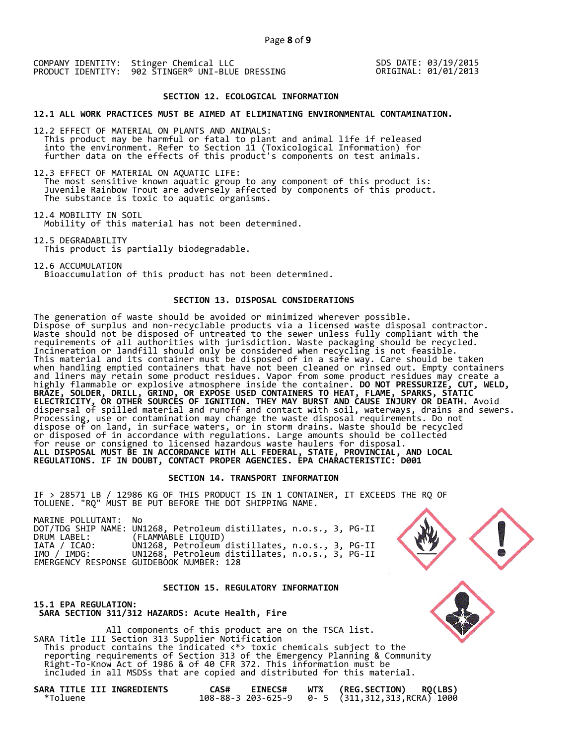COMPANY IDENTITY: Stinger Chemical LLC
PRODUCT IDENTITY: 902 STINGER® UNI-BLUE DRESSING

SDS DATE: 03/19/2015
ORIGINAL: 01/01/2013

## SECTION 12. ECOLOGICAL INFORMATION

**12.1 ALL WORK PRACTICES MUST BE AIMED AT ELIMINATING ENVIRONMENTAL CONTAMINATION.**

12.2 EFFECT OF MATERIAL ON PLANTS AND ANIMALS:
This product may be harmful or fatal to plant and animal life if released into the environment. Refer to Section 11 (Toxicological Information) for further data on the effects of this product's components on test animals.

12.3 EFFECT OF MATERIAL ON AQUATIC LIFE:
The most sensitive known aquatic group to any component of this product is: Juvenile Rainbow Trout are adversely affected by components of this product. The substance is toxic to aquatic organisms.

12.4 MOBILITY IN SOIL
Mobility of this material has not been determined.

12.5 DEGRADABILITY
This product is partially biodegradable.

12.6 ACCUMULATION
Bioaccumulation of this product has not been determined.

## SECTION 13. DISPOSAL CONSIDERATIONS

The generation of waste should be avoided or minimized wherever possible. Dispose of surplus and non-recyclable products via a licensed waste disposal contractor. Waste should not be disposed of untreated to the sewer unless fully compliant with the requirements of all authorities with jurisdiction. Waste packaging should be recycled. Incineration or landfill should only be considered when recycling is not feasible. This material and its container must be disposed of in a safe way. Care should be taken when handling emptied containers that have not been cleaned or rinsed out. Empty containers and liners may retain some product residues. Vapor from some product residues may create a highly flammable or explosive atmosphere inside the container. **DO NOT PRESSURIZE, CUT, WELD, BRAZE, SOLDER, DRILL, GRIND, OR EXPOSE USED CONTAINERS TO HEAT, FLAME, SPARKS, STATIC ELECTRICITY, OR OTHER SOURCES OF IGNITION. THEY MAY BURST AND CAUSE INJURY OR DEATH.** Avoid dispersal of spilled material and runoff and contact with soil, waterways, drains and sewers. Processing, use or contamination may change the waste disposal requirements. Do not dispose of on land, in surface waters, or in storm drains. Waste should be recycled or disposed of in accordance with regulations. Large amounts should be collected for reuse or consigned to licensed hazardous waste haulers for disposal.
**ALL DISPOSAL MUST BE IN ACCORDANCE WITH ALL FEDERAL, STATE, PROVINCIAL, AND LOCAL REGULATIONS. IF IN DOUBT, CONTACT PROPER AGENCIES. EPA CHARACTERISTIC: D001**

## SECTION 14. TRANSPORT INFORMATION

IF > 28571 LB / 12986 KG OF THIS PRODUCT IS IN 1 CONTAINER, IT EXCEEDS THE RQ OF TOLUENE. "RQ" MUST BE PUT BEFORE THE DOT SHIPPING NAME.

MARINE POLLUTANT: No
DOT/TDG SHIP NAME: UN1268, Petroleum distillates, n.o.s., 3, PG-II
DRUM LABEL: (FLAMMABLE LIQUID)
IATA / ICAO: UN1268, Petroleum distillates, n.o.s., 3, PG-II
IMO / IMDG: UN1268, Petroleum distillates, n.o.s., 3, PG-II
EMERGENCY RESPONSE GUIDEBOOK NUMBER: 128

## SECTION 15. REGULATORY INFORMATION

**15.1 EPA REGULATION:**
**SARA SECTION 311/312 HAZARDS: Acute Health, Fire**

All components of this product are on the TSCA list.
SARA Title III Section 313 Supplier Notification
This product contains the indicated <*> toxic chemicals subject to the reporting requirements of Section 313 of the Emergency Planning & Community Right-To-Know Act of 1986 & of 40 CFR 372. This information must be included in all MSDSs that are copied and distributed for this material.

| SARA TITLE III INGREDIENTS | CAS# | EINECS# | WT% | (REG.SECTION) | RQ(LBS) |
|---|---|---|---|---|---|
| *Toluene | 108-88-3 | 203-625-9 | 0- 5 | (311,312,313,RCRA) | 1000 |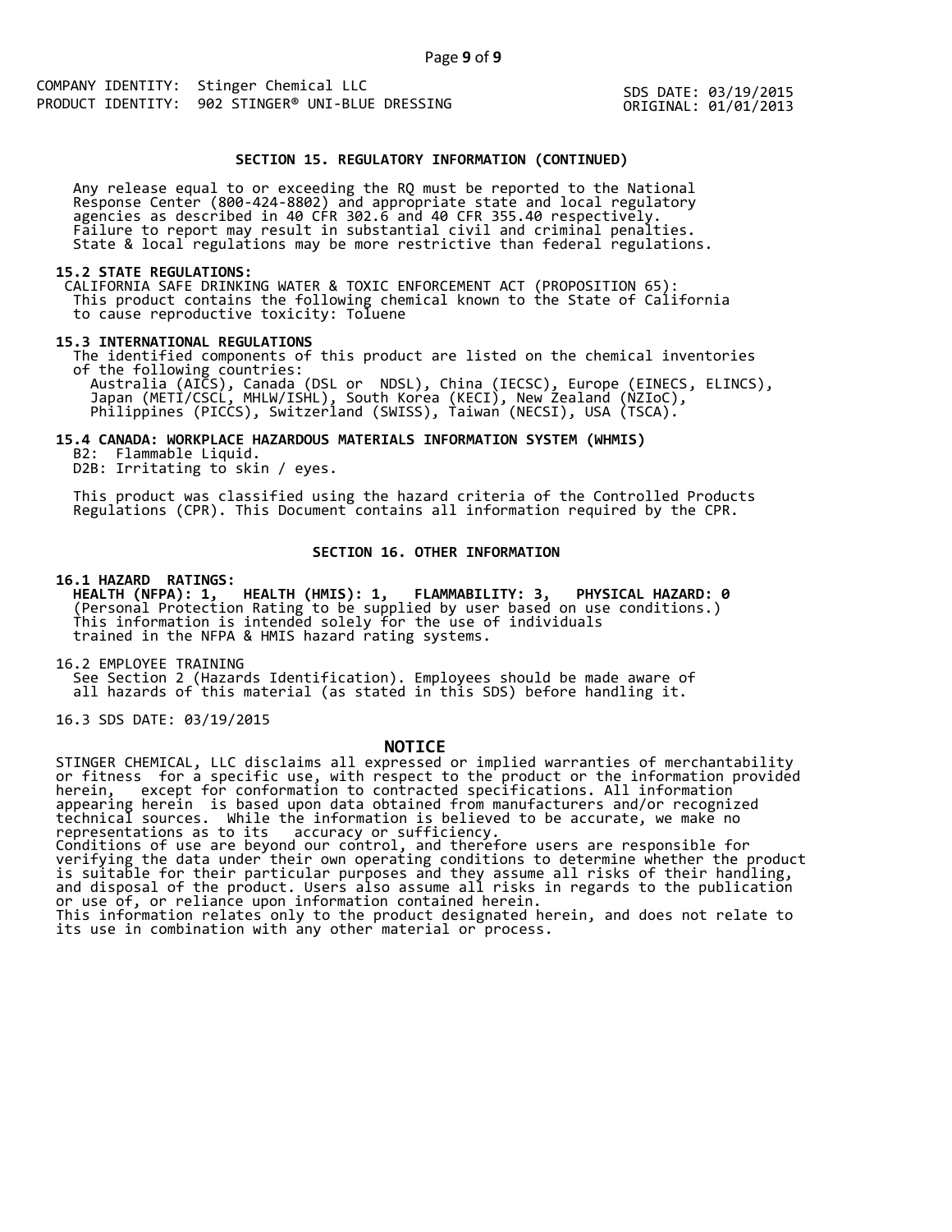COMPANY IDENTITY: Stinger Chemical LLC
PRODUCT IDENTITY: 902 STINGER® UNI-BLUE DRESSING

SDS DATE: 03/19/2015
ORIGINAL: 01/01/2013

## SECTION 15. REGULATORY INFORMATION (CONTINUED)

Any release equal to or exceeding the RQ must be reported to the National Response Center (800-424-8802) and appropriate state and local regulatory agencies as described in 40 CFR 302.6 and 40 CFR 355.40 respectively. Failure to report may result in substantial civil and criminal penalties. State & local regulations may be more restrictive than federal regulations.

### 15.2 STATE REGULATIONS:

CALIFORNIA SAFE DRINKING WATER & TOXIC ENFORCEMENT ACT (PROPOSITION 65):
This product contains the following chemical known to the State of California to cause reproductive toxicity: Toluene

### 15.3 INTERNATIONAL REGULATIONS

The identified components of this product are listed on the chemical inventories of the following countries:
Australia (AICS), Canada (DSL or NDSL), China (IECSC), Europe (EINECS, ELINCS), Japan (METI/CSCL, MHLW/ISHL), South Korea (KECI), New Zealand (NZIoC), Philippines (PICCS), Switzerland (SWISS), Taiwan (NECSI), USA (TSCA).

### 15.4 CANADA: WORKPLACE HAZARDOUS MATERIALS INFORMATION SYSTEM (WHMIS)

B2: Flammable Liquid.
D2B: Irritating to skin / eyes.

This product was classified using the hazard criteria of the Controlled Products Regulations (CPR). This Document contains all information required by the CPR.

## SECTION 16. OTHER INFORMATION

### 16.1 HAZARD RATINGS:

**HEALTH (NFPA): 1, HEALTH (HMIS): 1, FLAMMABILITY: 3, PHYSICAL HAZARD: 0**
(Personal Protection Rating to be supplied by user based on use conditions.)
This information is intended solely for the use of individuals trained in the NFPA & HMIS hazard rating systems.

16.2 EMPLOYEE TRAINING
See Section 2 (Hazards Identification). Employees should be made aware of all hazards of this material (as stated in this SDS) before handling it.

16.3 SDS DATE: 03/19/2015

## NOTICE

STINGER CHEMICAL, LLC disclaims all expressed or implied warranties of merchantability or fitness for a specific use, with respect to the product or the information provided herein, except for conformation to contracted specifications. All information appearing herein is based upon data obtained from manufacturers and/or recognized technical sources. While the information is believed to be accurate, we make no representations as to its accuracy or sufficiency.
Conditions of use are beyond our control, and therefore users are responsible for verifying the data under their own operating conditions to determine whether the product is suitable for their particular purposes and they assume all risks of their handling, and disposal of the product. Users also assume all risks in regards to the publication or use of, or reliance upon information contained herein.
This information relates only to the product designated herein, and does not relate to its use in combination with any other material or process.